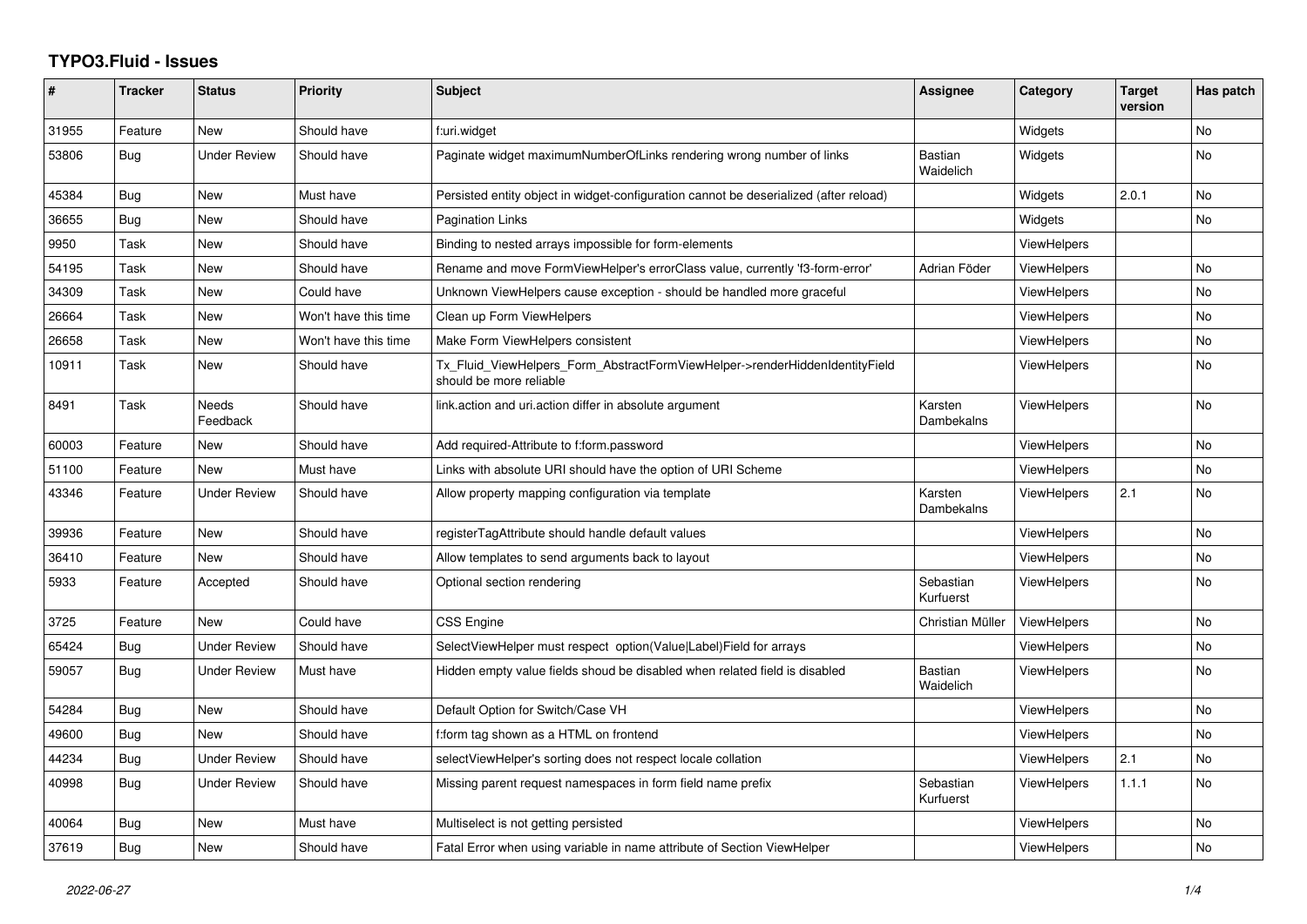# TYPO3.Fluid - Issues

| # | Tracker | Status | Priority | Subject | Assignee | Category | Target version | Has patch |
|---|---|---|---|---|---|---|---|---|
| 31955 | Feature | New | Should have | f:uri.widget | | Widgets | | No |
| 53806 | Bug | Under Review | Should have | Paginate widget maximumNumberOfLinks rendering wrong number of links | Bastian Waidelich | Widgets | | No |
| 45384 | Bug | New | Must have | Persisted entity object in widget-configuration cannot be deserialized (after reload) | | Widgets | 2.0.1 | No |
| 36655 | Bug | New | Should have | Pagination Links | | Widgets | | No |
| 9950 | Task | New | Should have | Binding to nested arrays impossible for form-elements | | ViewHelpers | | |
| 54195 | Task | New | Should have | Rename and move FormViewHelper's errorClass value, currently 'f3-form-error' | Adrian Föder | ViewHelpers | | No |
| 34309 | Task | New | Could have | Unknown ViewHelpers cause exception - should be handled more graceful | | ViewHelpers | | No |
| 26664 | Task | New | Won't have this time | Clean up Form ViewHelpers | | ViewHelpers | | No |
| 26658 | Task | New | Won't have this time | Make Form ViewHelpers consistent | | ViewHelpers | | No |
| 10911 | Task | New | Should have | Tx_Fluid_ViewHelpers_Form_AbstractFormViewHelper->renderHiddenIdentityField should be more reliable | | ViewHelpers | | No |
| 8491 | Task | Needs Feedback | Should have | link.action and uri.action differ in absolute argument | Karsten Dambekalns | ViewHelpers | | No |
| 60003 | Feature | New | Should have | Add required-Attribute to f:form.password | | ViewHelpers | | No |
| 51100 | Feature | New | Must have | Links with absolute URI should have the option of URI Scheme | | ViewHelpers | | No |
| 43346 | Feature | Under Review | Should have | Allow property mapping configuration via template | Karsten Dambekalns | ViewHelpers | 2.1 | No |
| 39936 | Feature | New | Should have | registerTagAttribute should handle default values | | ViewHelpers | | No |
| 36410 | Feature | New | Should have | Allow templates to send arguments back to layout | | ViewHelpers | | No |
| 5933 | Feature | Accepted | Should have | Optional section rendering | Sebastian Kurfuerst | ViewHelpers | | No |
| 3725 | Feature | New | Could have | CSS Engine | Christian Müller | ViewHelpers | | No |
| 65424 | Bug | Under Review | Should have | SelectViewHelper must respect option(Value\|Label)Field for arrays | | ViewHelpers | | No |
| 59057 | Bug | Under Review | Must have | Hidden empty value fields shoud be disabled when related field is disabled | Bastian Waidelich | ViewHelpers | | No |
| 54284 | Bug | New | Should have | Default Option for Switch/Case VH | | ViewHelpers | | No |
| 49600 | Bug | New | Should have | f:form tag shown as a HTML on frontend | | ViewHelpers | | No |
| 44234 | Bug | Under Review | Should have | selectViewHelper's sorting does not respect locale collation | | ViewHelpers | 2.1 | No |
| 40998 | Bug | Under Review | Should have | Missing parent request namespaces in form field name prefix | Sebastian Kurfuerst | ViewHelpers | 1.1.1 | No |
| 40064 | Bug | New | Must have | Multiselect is not getting persisted | | ViewHelpers | | No |
| 37619 | Bug | New | Should have | Fatal Error when using variable in name attribute of Section ViewHelper | | ViewHelpers | | No |

2022-06-27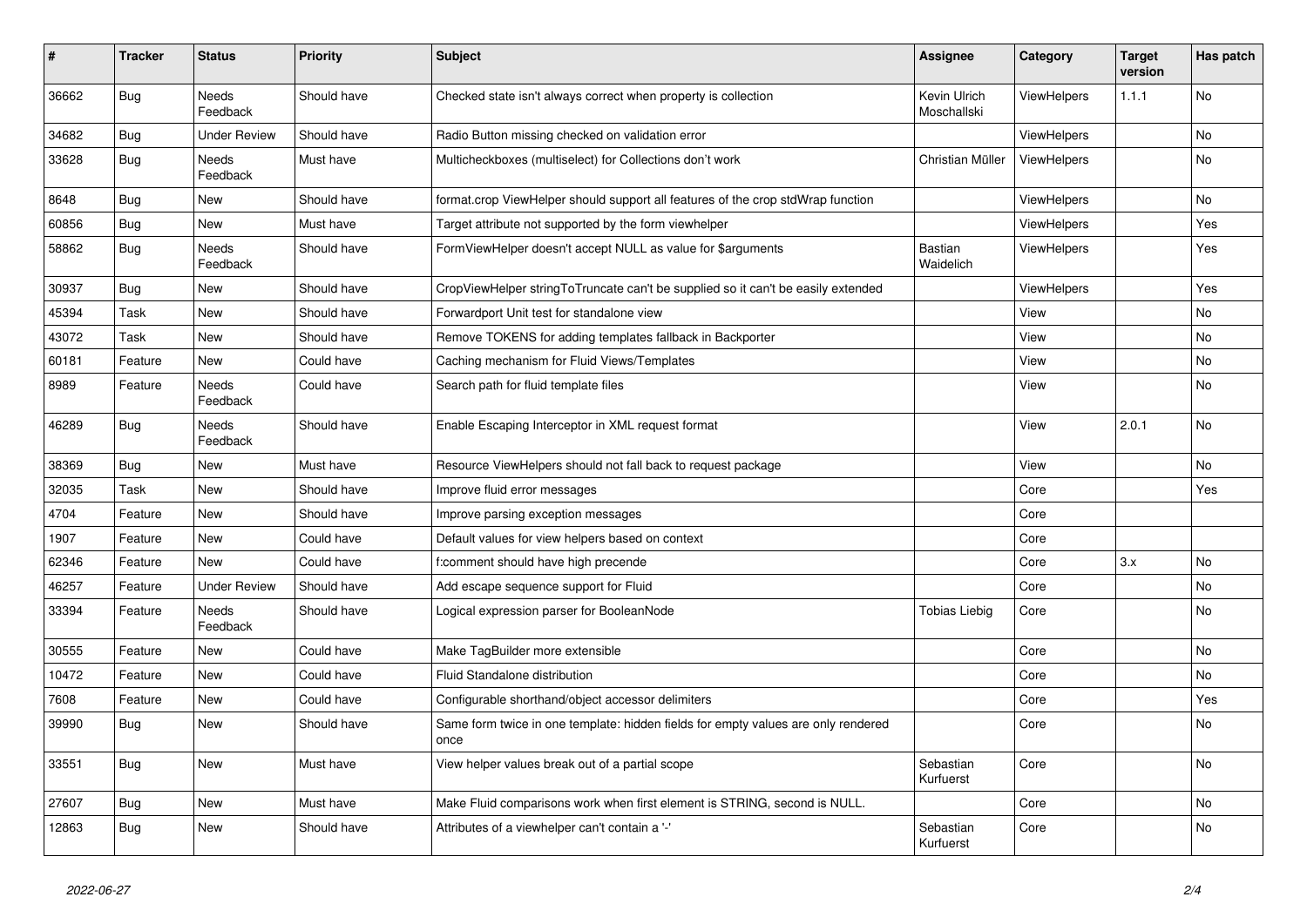| # | Tracker | Status | Priority | Subject | Assignee | Category | Target version | Has patch |
|---|---|---|---|---|---|---|---|---|
| 36662 | Bug | Needs Feedback | Should have | Checked state isn't always correct when property is collection | Kevin Ulrich Moschallski | ViewHelpers | 1.1.1 | No |
| 34682 | Bug | Under Review | Should have | Radio Button missing checked on validation error | | ViewHelpers | | No |
| 33628 | Bug | Needs Feedback | Must have | Multicheckboxes (multiselect) for Collections don't work | Christian Müller | ViewHelpers | | No |
| 8648 | Bug | New | Should have | format.crop ViewHelper should support all features of the crop stdWrap function | | ViewHelpers | | No |
| 60856 | Bug | New | Must have | Target attribute not supported by the form viewhelper | | ViewHelpers | | Yes |
| 58862 | Bug | Needs Feedback | Should have | FormViewHelper doesn't accept NULL as value for $arguments | Bastian Waidelich | ViewHelpers | | Yes |
| 30937 | Bug | New | Should have | CropViewHelper stringToTruncate can't be supplied so it can't be easily extended | | ViewHelpers | | Yes |
| 45394 | Task | New | Should have | Forwardport Unit test for standalone view | | View | | No |
| 43072 | Task | New | Should have | Remove TOKENS for adding templates fallback in Backporter | | View | | No |
| 60181 | Feature | New | Could have | Caching mechanism for Fluid Views/Templates | | View | | No |
| 8989 | Feature | Needs Feedback | Could have | Search path for fluid template files | | View | | No |
| 46289 | Bug | Needs Feedback | Should have | Enable Escaping Interceptor in XML request format | | View | 2.0.1 | No |
| 38369 | Bug | New | Must have | Resource ViewHelpers should not fall back to request package | | View | | No |
| 32035 | Task | New | Should have | Improve fluid error messages | | Core | | Yes |
| 4704 | Feature | New | Should have | Improve parsing exception messages | | Core | | |
| 1907 | Feature | New | Could have | Default values for view helpers based on context | | Core | | |
| 62346 | Feature | New | Could have | f:comment should have high precende | | Core | 3.x | No |
| 46257 | Feature | Under Review | Should have | Add escape sequence support for Fluid | | Core | | No |
| 33394 | Feature | Needs Feedback | Should have | Logical expression parser for BooleanNode | Tobias Liebig | Core | | No |
| 30555 | Feature | New | Could have | Make TagBuilder more extensible | | Core | | No |
| 10472 | Feature | New | Could have | Fluid Standalone distribution | | Core | | No |
| 7608 | Feature | New | Could have | Configurable shorthand/object accessor delimiters | | Core | | Yes |
| 39990 | Bug | New | Should have | Same form twice in one template: hidden fields for empty values are only rendered once | | Core | | No |
| 33551 | Bug | New | Must have | View helper values break out of a partial scope | Sebastian Kurfuerst | Core | | No |
| 27607 | Bug | New | Must have | Make Fluid comparisons work when first element is STRING, second is NULL. | | Core | | No |
| 12863 | Bug | New | Should have | Attributes of a viewhelper can't contain a '-' | Sebastian Kurfuerst | Core | | No |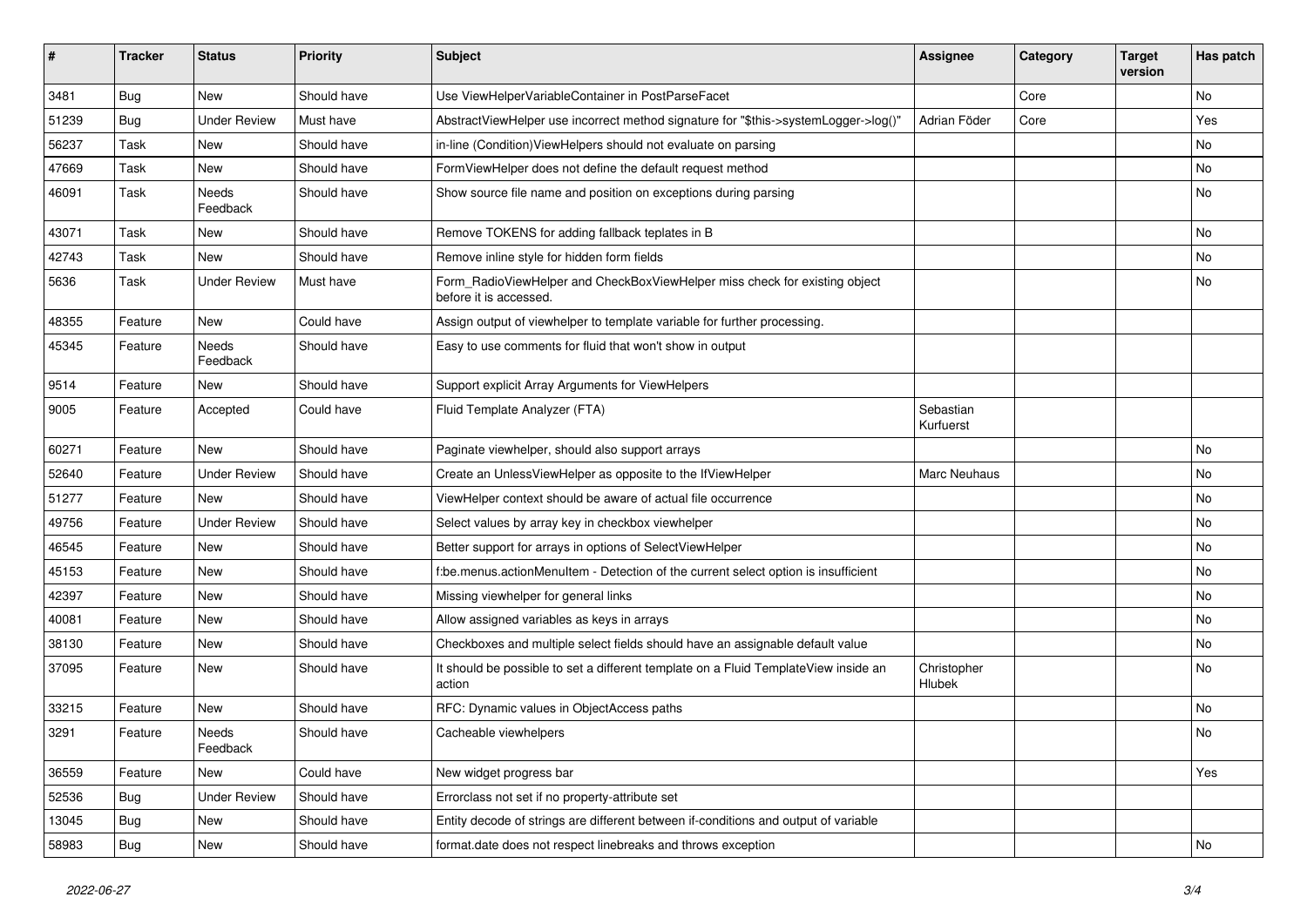| # | Tracker | Status | Priority | Subject | Assignee | Category | Target version | Has patch |
|---|---|---|---|---|---|---|---|---|
| 3481 | Bug | New | Should have | Use ViewHelperVariableContainer in PostParseFacet | | Core | | No |
| 51239 | Bug | Under Review | Must have | AbstractViewHelper use incorrect method signature for "$this->systemLogger->log()" | Adrian Föder | Core | | Yes |
| 56237 | Task | New | Should have | in-line (Condition)ViewHelpers should not evaluate on parsing | | | | No |
| 47669 | Task | New | Should have | FormViewHelper does not define the default request method | | | | No |
| 46091 | Task | Needs Feedback | Should have | Show source file name and position on exceptions during parsing | | | | No |
| 43071 | Task | New | Should have | Remove TOKENS for adding fallback teplates in B | | | | No |
| 42743 | Task | New | Should have | Remove inline style for hidden form fields | | | | No |
| 5636 | Task | Under Review | Must have | Form_RadioViewHelper and CheckBoxViewHelper miss check for existing object before it is accessed. | | | | No |
| 48355 | Feature | New | Could have | Assign output of viewhelper to template variable for further processing. | | | | |
| 45345 | Feature | Needs Feedback | Should have | Easy to use comments for fluid that won't show in output | | | | |
| 9514 | Feature | New | Should have | Support explicit Array Arguments for ViewHelpers | | | | |
| 9005 | Feature | Accepted | Could have | Fluid Template Analyzer (FTA) | Sebastian Kurfuerst | | | |
| 60271 | Feature | New | Should have | Paginate viewhelper, should also support arrays | | | | No |
| 52640 | Feature | Under Review | Should have | Create an UnlessViewHelper as opposite to the IfViewHelper | Marc Neuhaus | | | No |
| 51277 | Feature | New | Should have | ViewHelper context should be aware of actual file occurrence | | | | No |
| 49756 | Feature | Under Review | Should have | Select values by array key in checkbox viewhelper | | | | No |
| 46545 | Feature | New | Should have | Better support for arrays in options of SelectViewHelper | | | | No |
| 45153 | Feature | New | Should have | f:be.menus.actionMenuItem - Detection of the current select option is insufficient | | | | No |
| 42397 | Feature | New | Should have | Missing viewhelper for general links | | | | No |
| 40081 | Feature | New | Should have | Allow assigned variables as keys in arrays | | | | No |
| 38130 | Feature | New | Should have | Checkboxes and multiple select fields should have an assignable default value | | | | No |
| 37095 | Feature | New | Should have | It should be possible to set a different template on a Fluid TemplateView inside an action | Christopher Hlubek | | | No |
| 33215 | Feature | New | Should have | RFC: Dynamic values in ObjectAccess paths | | | | No |
| 3291 | Feature | Needs Feedback | Should have | Cacheable viewhelpers | | | | No |
| 36559 | Feature | New | Could have | New widget progress bar | | | | Yes |
| 52536 | Bug | Under Review | Should have | Errorclass not set if no property-attribute set | | | | |
| 13045 | Bug | New | Should have | Entity decode of strings are different between if-conditions and output of variable | | | | |
| 58983 | Bug | New | Should have | format.date does not respect linebreaks and throws exception | | | | No |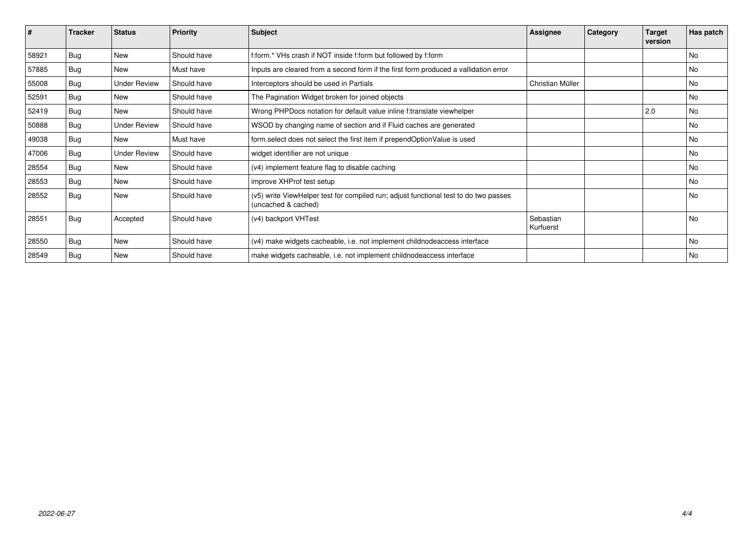| # | Tracker | Status | Priority | Subject | Assignee | Category | Target version | Has patch |
|---|---|---|---|---|---|---|---|---|
| 58921 | Bug | New | Should have | f:form.* VHs crash if NOT inside f:form but followed by f:form | | | | No |
| 57885 | Bug | New | Must have | Inputs are cleared from a second form if the first form produced a vallidation error | | | | No |
| 55008 | Bug | Under Review | Should have | Interceptors should be used in Partials | Christian Müller | | | No |
| 52591 | Bug | New | Should have | The Pagination Widget broken for joined objects | | | | No |
| 52419 | Bug | New | Should have | Wrong PHPDocs notation for default value inline f:translate viewhelper | | | 2.0 | No |
| 50888 | Bug | Under Review | Should have | WSOD by changing name of section and if Fluid caches are generated | | | | No |
| 49038 | Bug | New | Must have | form.select does not select the first item if prependOptionValue is used | | | | No |
| 47006 | Bug | Under Review | Should have | widget identifier are not unique | | | | No |
| 28554 | Bug | New | Should have | (v4) implement feature flag to disable caching | | | | No |
| 28553 | Bug | New | Should have | improve XHProf test setup | | | | No |
| 28552 | Bug | New | Should have | (v5) write ViewHelper test for compiled run; adjust functional test to do two passes (uncached & cached) | | | | No |
| 28551 | Bug | Accepted | Should have | (v4) backport VHTest | Sebastian Kurfuerst | | | No |
| 28550 | Bug | New | Should have | (v4) make widgets cacheable, i.e. not implement childnodeaccess interface | | | | No |
| 28549 | Bug | New | Should have | make widgets cacheable, i.e. not implement childnodeaccess interface | | | | No |

*2022-06-27*